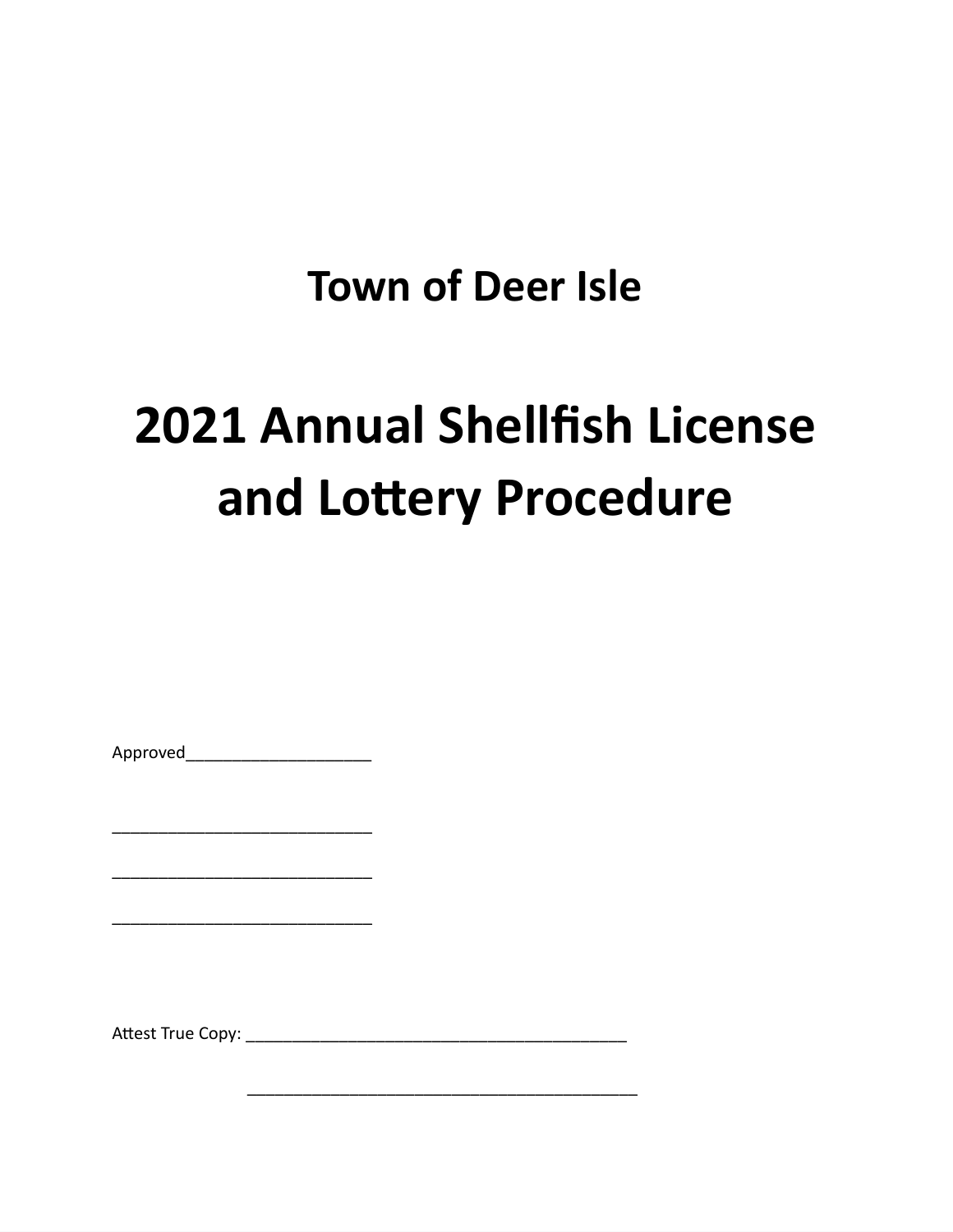# Town of Deer Isle

# 2021 Annual Shellfish License and Lottery Procedure

Approved____________________

____________________________

____________________________

____________________________

Attest True Copy: ________________________________________

________________________________________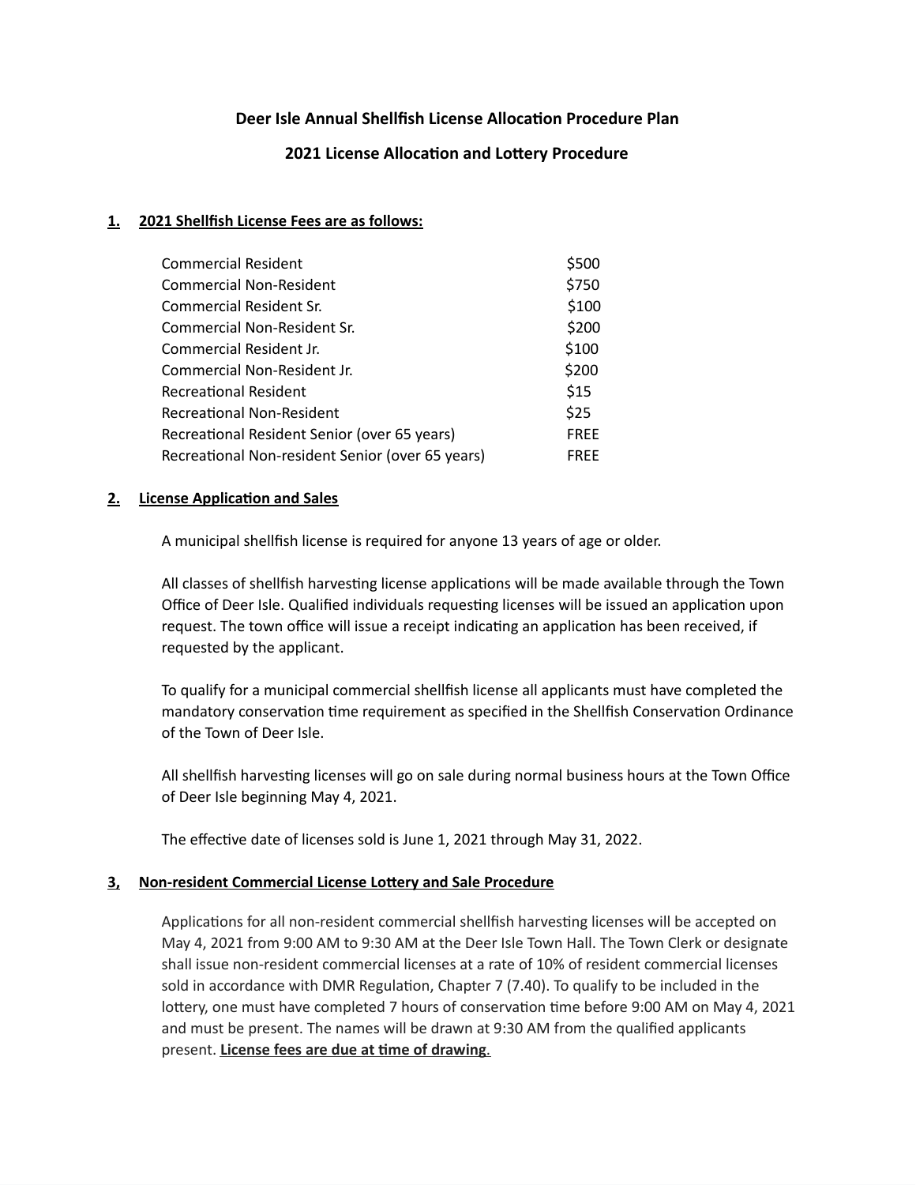**Deer Isle Annual Shellfish License Allocation Procedure Plan**

**2021 License Allocation and Lottery Procedure**

**1. <u>2021 Shellfish License Fees are as follows:</u>**

| License | Fee |
|---|---|
| Commercial Resident | $500 |
| Commercial Non-Resident | $750 |
| Commercial Resident Sr. | $100 |
| Commercial Non-Resident Sr. | $200 |
| Commercial Resident Jr. | $100 |
| Commercial Non-Resident Jr. | $200 |
| Recreational Resident | $15 |
| Recreational Non-Resident | $25 |
| Recreational Resident Senior (over 65 years) | FREE |
| Recreational Non-resident Senior (over 65 years) | FREE |

**2. <u>License Application and Sales</u>**

A municipal shellfish license is required for anyone 13 years of age or older.

All classes of shellfish harvesting license applications will be made available through the Town Office of Deer Isle. Qualified individuals requesting licenses will be issued an application upon request. The town office will issue a receipt indicating an application has been received, if requested by the applicant.

To qualify for a municipal commercial shellfish license all applicants must have completed the mandatory conservation time requirement as specified in the Shellfish Conservation Ordinance of the Town of Deer Isle.

All shellfish harvesting licenses will go on sale during normal business hours at the Town Office of Deer Isle beginning May 4, 2021.

The effective date of licenses sold is June 1, 2021 through May 31, 2022.

**3, <u>Non-resident Commercial License Lottery and Sale Procedure</u>**

Applications for all non-resident commercial shellfish harvesting licenses will be accepted on May 4, 2021 from 9:00 AM to 9:30 AM at the Deer Isle Town Hall. The Town Clerk or designate shall issue non-resident commercial licenses at a rate of 10% of resident commercial licenses sold in accordance with DMR Regulation, Chapter 7 (7.40). To qualify to be included in the lottery, one must have completed 7 hours of conservation time before 9:00 AM on May 4, 2021 and must be present. The names will be drawn at 9:30 AM from the qualified applicants present. **<u>License fees are due at time of drawing</u>**.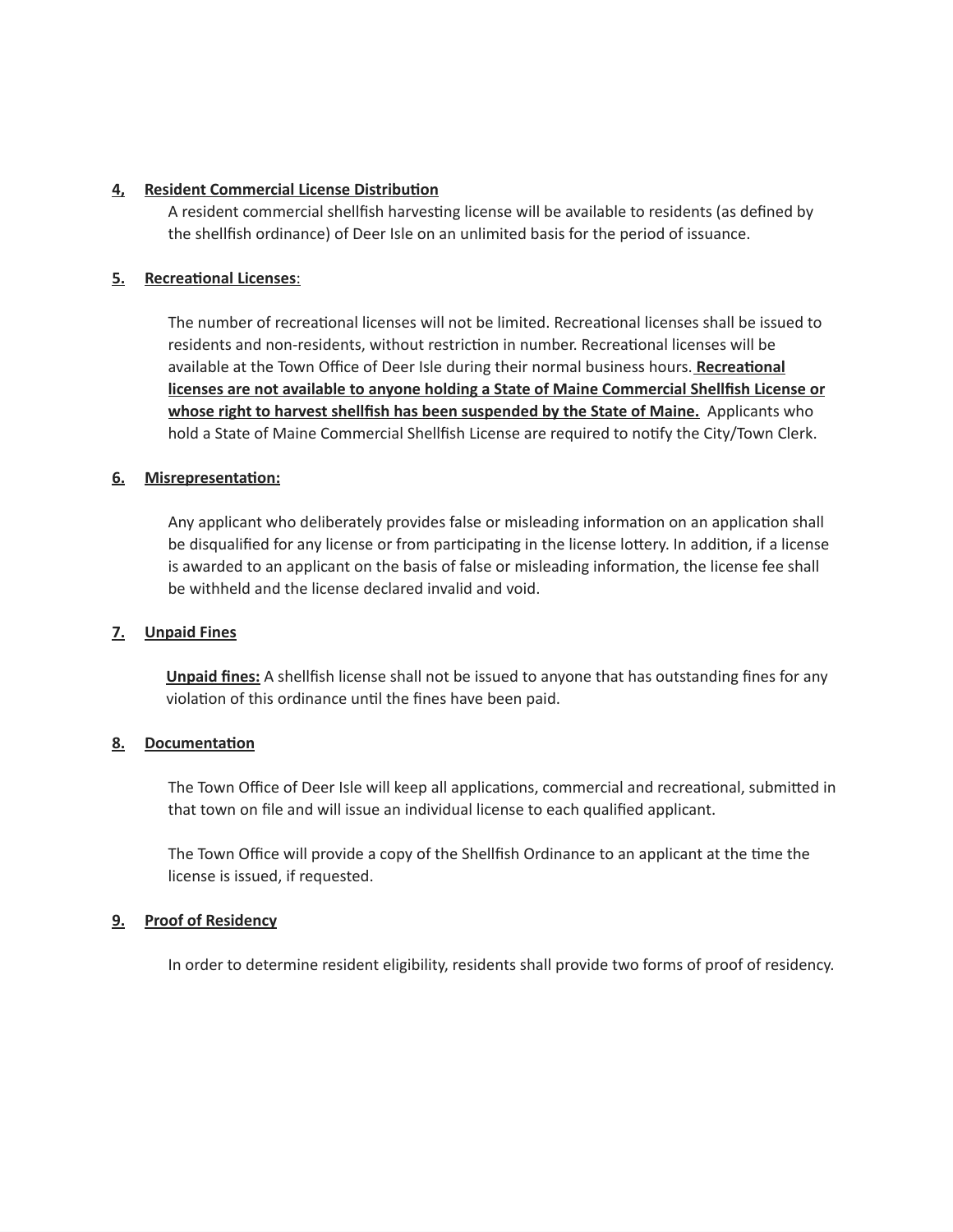**4, Resident Commercial License Distribution**

A resident commercial shellfish harvesting license will be available to residents (as defined by the shellfish ordinance) of Deer Isle on an unlimited basis for the period of issuance.

**5. Recreational Licenses**:

The number of recreational licenses will not be limited. Recreational licenses shall be issued to residents and non-residents, without restriction in number. Recreational licenses will be available at the Town Office of Deer Isle during their normal business hours. **Recreational licenses are not available to anyone holding a State of Maine Commercial Shellfish License or whose right to harvest shellfish has been suspended by the State of Maine.** Applicants who hold a State of Maine Commercial Shellfish License are required to notify the City/Town Clerk.

**6. Misrepresentation:**

Any applicant who deliberately provides false or misleading information on an application shall be disqualified for any license or from participating in the license lottery. In addition, if a license is awarded to an applicant on the basis of false or misleading information, the license fee shall be withheld and the license declared invalid and void.

**7. Unpaid Fines**

**Unpaid fines:** A shellfish license shall not be issued to anyone that has outstanding fines for any violation of this ordinance until the fines have been paid.

**8. Documentation**

The Town Office of Deer Isle will keep all applications, commercial and recreational, submitted in that town on file and will issue an individual license to each qualified applicant.

The Town Office will provide a copy of the Shellfish Ordinance to an applicant at the time the license is issued, if requested.

**9. Proof of Residency**

In order to determine resident eligibility, residents shall provide two forms of proof of residency.